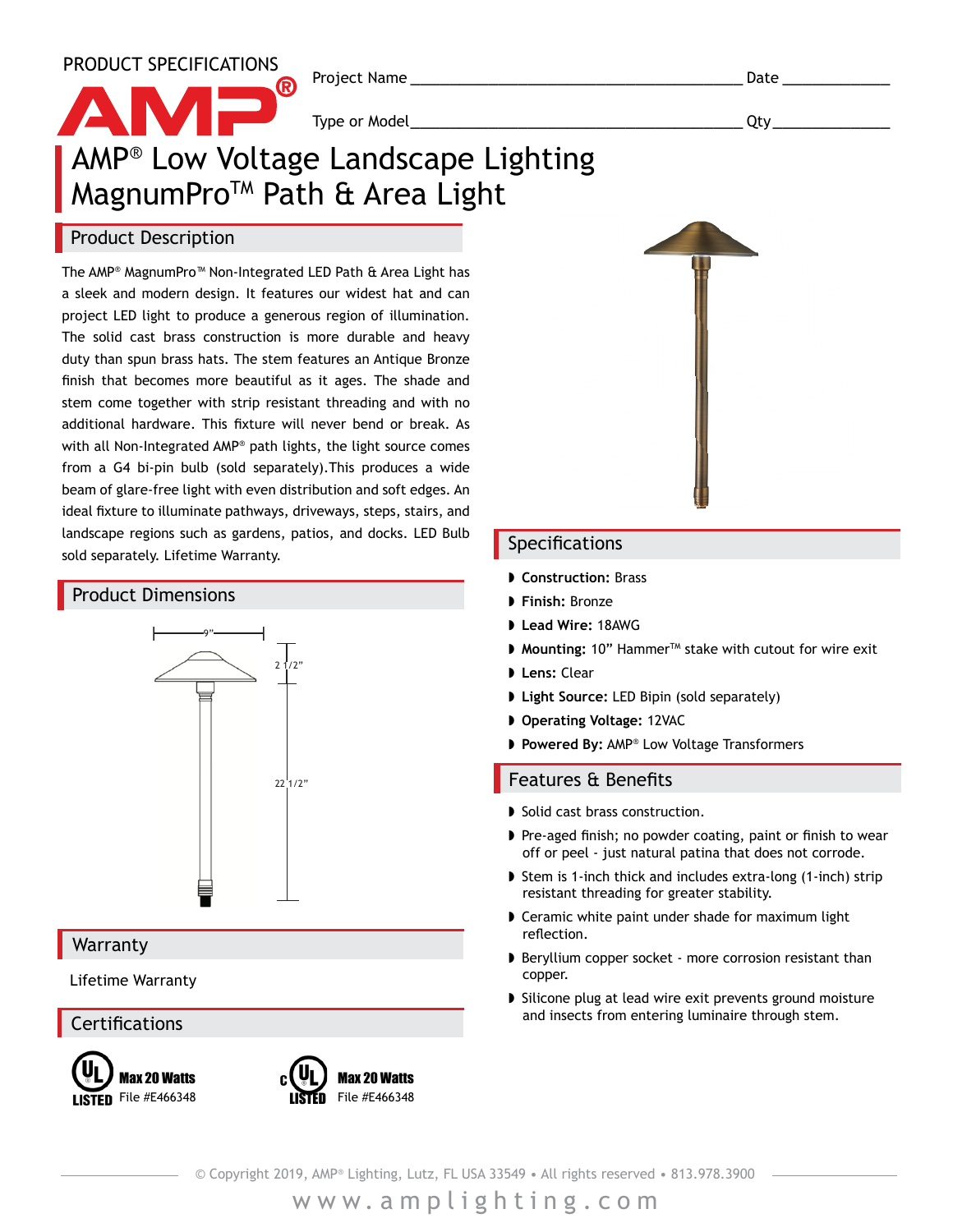PRODUCT SPECIFICATIONS

Project Name ______________________________ Date ____________

Type or Model______________________________ Qty____________

# AMP® Low Voltage Landscape Lighting MagnumPro™ Path & Area Light

## Product Description

The AMP® MagnumPro™ Non-Integrated LED Path & Area Light has a sleek and modern design. It features our widest hat and can project LED light to produce a generous region of illumination. The solid cast brass construction is more durable and heavy duty than spun brass hats. The stem features an Antique Bronze finish that becomes more beautiful as it ages. The shade and stem come together with strip resistant threading and with no additional hardware. This fixture will never bend or break. As with all Non-Integrated AMP® path lights, the light source comes from a G4 bi-pin bulb (sold separately).This produces a wide beam of glare-free light with even distribution and soft edges. An ideal fixture to illuminate pathways, driveways, steps, stairs, and landscape regions such as gardens, patios, and docks. LED Bulb sold separately. Lifetime Warranty.

## Product Dimensions

9"

2 1/2"

22 1/2"

## Warranty

Lifetime Warranty

## Certifications

UL LISTED Max 20 Watts File #E466348

cUL LISTED Max 20 Watts File #E466348

## Specifications

- **Construction:** Brass
- **Finish:** Bronze
- **Lead Wire:** 18AWG
- **Mounting:** 10" Hammer™ stake with cutout for wire exit
- **Lens:** Clear
- **Light Source:** LED Bipin (sold separately)
- **Operating Voltage:** 12VAC
- **Powered By:** AMP® Low Voltage Transformers

## Features & Benefits

- Solid cast brass construction.
- Pre-aged finish; no powder coating, paint or finish to wear off or peel - just natural patina that does not corrode.
- Stem is 1-inch thick and includes extra-long (1-inch) strip resistant threading for greater stability.
- Ceramic white paint under shade for maximum light reflection.
- Beryllium copper socket - more corrosion resistant than copper.
- Silicone plug at lead wire exit prevents ground moisture and insects from entering luminaire through stem.

© Copyright 2019, AMP® Lighting, Lutz, FL USA 33549 • All rights reserved • 813.978.3900

www.amplighting.com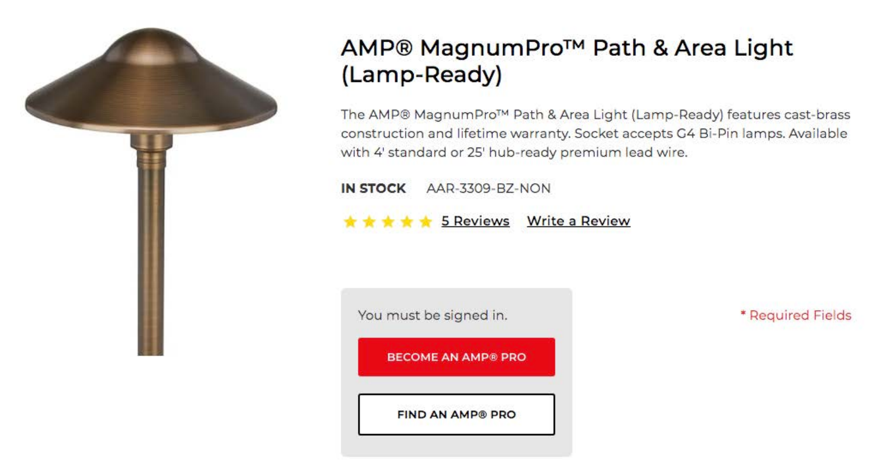# AMP® MagnumPro™ Path & Area Light (Lamp-Ready)

The AMP® MagnumPro™ Path & Area Light (Lamp-Ready) features cast-brass construction and lifetime warranty. Socket accepts G4 Bi-Pin lamps. Available with 4' standard or 25' hub-ready premium lead wire.

**IN STOCK** AAR-3309-BZ-NON

5 Reviews Write a Review

You must be signed in.

BECOME AN AMP® PRO

FIND AN AMP® PRO

* Required Fields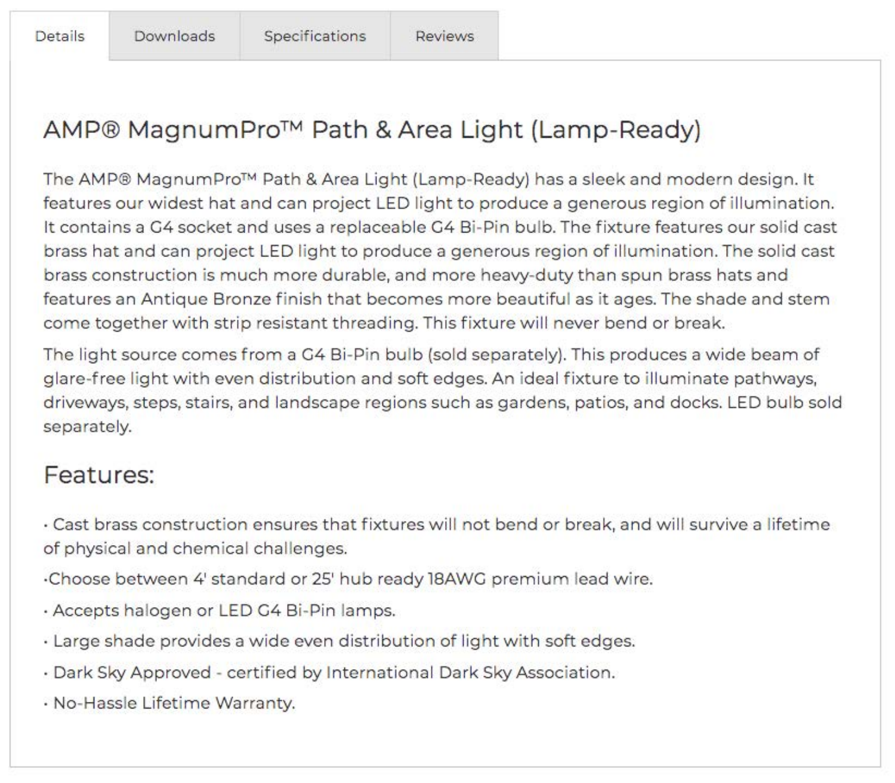Details | Downloads | Specifications | Reviews

## AMP® MagnumPro™ Path & Area Light (Lamp-Ready)

The AMP® MagnumPro™ Path & Area Light (Lamp-Ready) has a sleek and modern design. It features our widest hat and can project LED light to produce a generous region of illumination. It contains a G4 socket and uses a replaceable G4 Bi-Pin bulb. The fixture features our solid cast brass hat and can project LED light to produce a generous region of illumination. The solid cast brass construction is much more durable, and more heavy-duty than spun brass hats and features an Antique Bronze finish that becomes more beautiful as it ages. The shade and stem come together with strip resistant threading. This fixture will never bend or break.

The light source comes from a G4 Bi-Pin bulb (sold separately). This produces a wide beam of glare-free light with even distribution and soft edges. An ideal fixture to illuminate pathways, driveways, steps, stairs, and landscape regions such as gardens, patios, and docks. LED bulb sold separately.

## Features:

- Cast brass construction ensures that fixtures will not bend or break, and will survive a lifetime of physical and chemical challenges.
- Choose between 4' standard or 25' hub ready 18AWG premium lead wire.
- Accepts halogen or LED G4 Bi-Pin lamps.
- Large shade provides a wide even distribution of light with soft edges.
- Dark Sky Approved - certified by International Dark Sky Association.
- No-Hassle Lifetime Warranty.